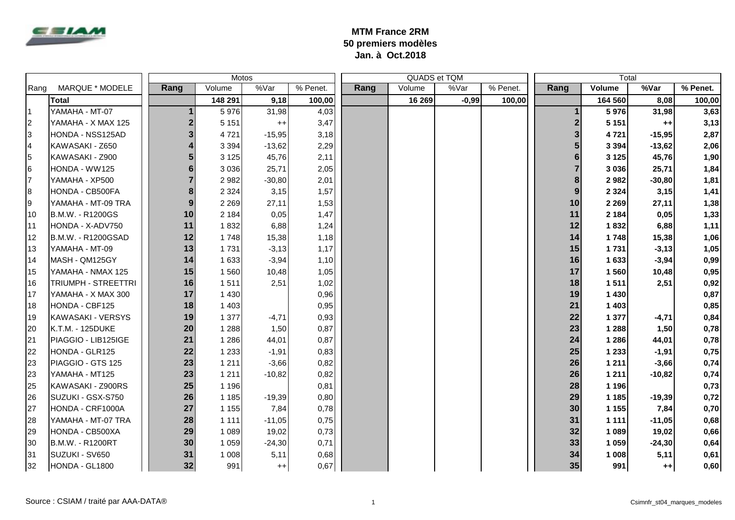**MTM France 2RM**
**50 premiers modèles**
**Jan. à Oct.2018**

| Rang | MARQUE * MODELE | Motos | | | | QUADS et TQM | | | | Total | | | |
|---|---|---|---|---|---|---|---|---|---|---|---|---|---|
| | | Rang | Volume | %Var | % Penet. | Rang | Volume | %Var | % Penet. | Rang | Volume | %Var | % Penet. |
| | **Total** | | **148 291** | **9,18** | **100,00** | | **16 269** | **-0,99** | **100,00** | | **164 560** | **8,08** | **100,00** |
| 1 | YAMAHA - MT-07 | 1 | 5 976 | 31,98 | 4,03 | | | | | 1 | 5 976 | 31,98 | 3,63 |
| 2 | YAMAHA - X MAX 125 | 2 | 5 151 | ++ | 3,47 | | | | | 2 | 5 151 | ++ | 3,13 |
| 3 | HONDA - NSS125AD | 3 | 4 721 | -15,95 | 3,18 | | | | | 3 | 4 721 | -15,95 | 2,87 |
| 4 | KAWASAKI - Z650 | 4 | 3 394 | -13,62 | 2,29 | | | | | 5 | 3 394 | -13,62 | 2,06 |
| 5 | KAWASAKI - Z900 | 5 | 3 125 | 45,76 | 2,11 | | | | | 6 | 3 125 | 45,76 | 1,90 |
| 6 | HONDA - WW125 | 6 | 3 036 | 25,71 | 2,05 | | | | | 7 | 3 036 | 25,71 | 1,84 |
| 7 | YAMAHA - XP500 | 7 | 2 982 | -30,80 | 2,01 | | | | | 8 | 2 982 | -30,80 | 1,81 |
| 8 | HONDA - CB500FA | 8 | 2 324 | 3,15 | 1,57 | | | | | 9 | 2 324 | 3,15 | 1,41 |
| 9 | YAMAHA - MT-09 TRA | 9 | 2 269 | 27,11 | 1,53 | | | | | 10 | 2 269 | 27,11 | 1,38 |
| 10 | B.M.W. - R1200GS | 10 | 2 184 | 0,05 | 1,47 | | | | | 11 | 2 184 | 0,05 | 1,33 |
| 11 | HONDA - X-ADV750 | 11 | 1 832 | 6,88 | 1,24 | | | | | 12 | 1 832 | 6,88 | 1,11 |
| 12 | B.M.W. - R1200GSAD | 12 | 1 748 | 15,38 | 1,18 | | | | | 14 | 1 748 | 15,38 | 1,06 |
| 13 | YAMAHA - MT-09 | 13 | 1 731 | -3,13 | 1,17 | | | | | 15 | 1 731 | -3,13 | 1,05 |
| 14 | MASH - QM125GY | 14 | 1 633 | -3,94 | 1,10 | | | | | 16 | 1 633 | -3,94 | 0,99 |
| 15 | YAMAHA - NMAX 125 | 15 | 1 560 | 10,48 | 1,05 | | | | | 17 | 1 560 | 10,48 | 0,95 |
| 16 | TRIUMPH - STREETTRI | 16 | 1 511 | 2,51 | 1,02 | | | | | 18 | 1 511 | 2,51 | 0,92 |
| 17 | YAMAHA - X MAX 300 | 17 | 1 430 | | 0,96 | | | | | 19 | 1 430 | | 0,87 |
| 18 | HONDA - CBF125 | 18 | 1 403 | | 0,95 | | | | | 21 | 1 403 | | 0,85 |
| 19 | KAWASAKI - VERSYS | 19 | 1 377 | -4,71 | 0,93 | | | | | 22 | 1 377 | -4,71 | 0,84 |
| 20 | K.T.M. - 125DUKE | 20 | 1 288 | 1,50 | 0,87 | | | | | 23 | 1 288 | 1,50 | 0,78 |
| 21 | PIAGGIO - LIB125IGE | 21 | 1 286 | 44,01 | 0,87 | | | | | 24 | 1 286 | 44,01 | 0,78 |
| 22 | HONDA - GLR125 | 22 | 1 233 | -1,91 | 0,83 | | | | | 25 | 1 233 | -1,91 | 0,75 |
| 23 | PIAGGIO - GTS 125 | 23 | 1 211 | -3,66 | 0,82 | | | | | 26 | 1 211 | -3,66 | 0,74 |
| 23 | YAMAHA - MT125 | 23 | 1 211 | -10,82 | 0,82 | | | | | 26 | 1 211 | -10,82 | 0,74 |
| 25 | KAWASAKI - Z900RS | 25 | 1 196 | | 0,81 | | | | | 28 | 1 196 | | 0,73 |
| 26 | SUZUKI - GSX-S750 | 26 | 1 185 | -19,39 | 0,80 | | | | | 29 | 1 185 | -19,39 | 0,72 |
| 27 | HONDA - CRF1000A | 27 | 1 155 | 7,84 | 0,78 | | | | | 30 | 1 155 | 7,84 | 0,70 |
| 28 | YAMAHA - MT-07 TRA | 28 | 1 111 | -11,05 | 0,75 | | | | | 31 | 1 111 | -11,05 | 0,68 |
| 29 | HONDA - CB500XA | 29 | 1 089 | 19,02 | 0,73 | | | | | 32 | 1 089 | 19,02 | 0,66 |
| 30 | B.M.W. - R1200RT | 30 | 1 059 | -24,30 | 0,71 | | | | | 33 | 1 059 | -24,30 | 0,64 |
| 31 | SUZUKI - SV650 | 31 | 1 008 | 5,11 | 0,68 | | | | | 34 | 1 008 | 5,11 | 0,61 |
| 32 | HONDA - GL1800 | 32 | 991 | ++ | 0,67 | | | | | 35 | 991 | ++ | 0,60 |

Source : CSIAM / traité par AAA-DATA®

Csimnfr_st04_marques_modeles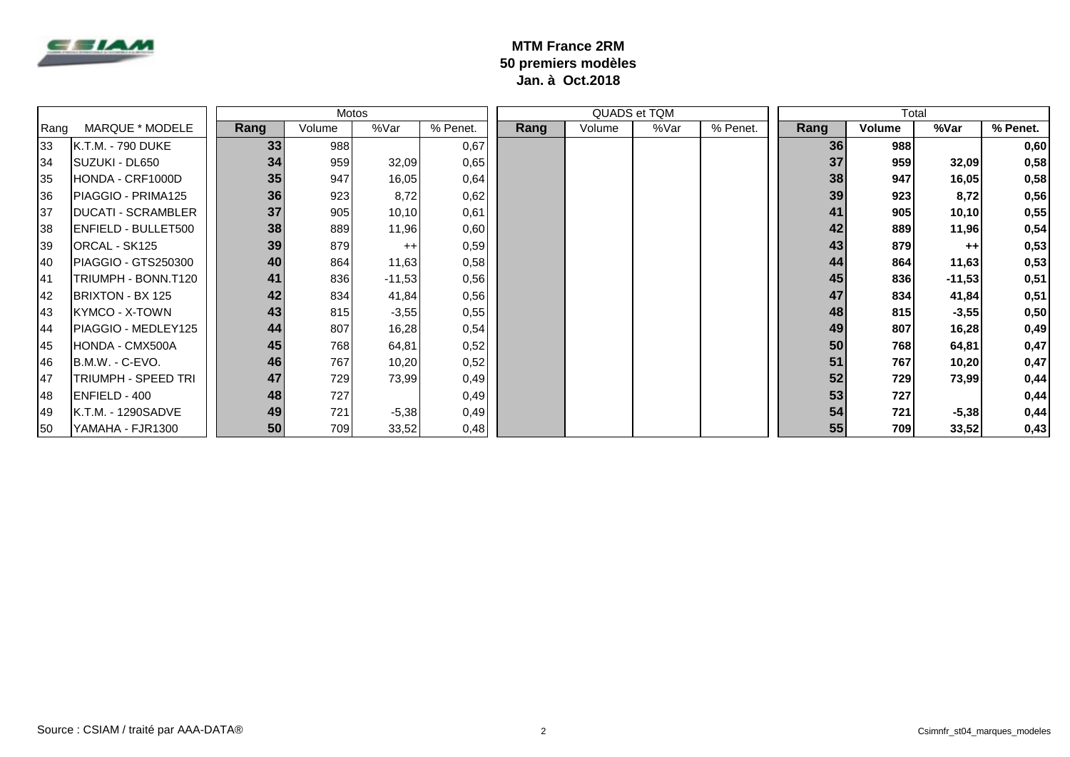**MTM France 2RM**
**50 premiers modèles**
**Jan. à Oct.2018**

| | | Motos | | | | QUADS et TQM | | | | Total | | | |
|---|---|---|---|---|---|---|---|---|---|---|---|---|---|
| Rang | MARQUE * MODELE | Rang | Volume | %Var | % Penet. | Rang | Volume | %Var | % Penet. | Rang | Volume | %Var | % Penet. |
| 33 | K.T.M. - 790 DUKE | 33 | 988 | | 0,67 | | | | | 36 | 988 | | 0,60 |
| 34 | SUZUKI - DL650 | 34 | 959 | 32,09 | 0,65 | | | | | 37 | 959 | 32,09 | 0,58 |
| 35 | HONDA - CRF1000D | 35 | 947 | 16,05 | 0,64 | | | | | 38 | 947 | 16,05 | 0,58 |
| 36 | PIAGGIO - PRIMA125 | 36 | 923 | 8,72 | 0,62 | | | | | 39 | 923 | 8,72 | 0,56 |
| 37 | DUCATI - SCRAMBLER | 37 | 905 | 10,10 | 0,61 | | | | | 41 | 905 | 10,10 | 0,55 |
| 38 | ENFIELD - BULLET500 | 38 | 889 | 11,96 | 0,60 | | | | | 42 | 889 | 11,96 | 0,54 |
| 39 | ORCAL - SK125 | 39 | 879 | ++ | 0,59 | | | | | 43 | 879 | ++ | 0,53 |
| 40 | PIAGGIO - GTS250300 | 40 | 864 | 11,63 | 0,58 | | | | | 44 | 864 | 11,63 | 0,53 |
| 41 | TRIUMPH - BONN.T120 | 41 | 836 | -11,53 | 0,56 | | | | | 45 | 836 | -11,53 | 0,51 |
| 42 | BRIXTON - BX 125 | 42 | 834 | 41,84 | 0,56 | | | | | 47 | 834 | 41,84 | 0,51 |
| 43 | KYMCO - X-TOWN | 43 | 815 | -3,55 | 0,55 | | | | | 48 | 815 | -3,55 | 0,50 |
| 44 | PIAGGIO - MEDLEY125 | 44 | 807 | 16,28 | 0,54 | | | | | 49 | 807 | 16,28 | 0,49 |
| 45 | HONDA - CMX500A | 45 | 768 | 64,81 | 0,52 | | | | | 50 | 768 | 64,81 | 0,47 |
| 46 | B.M.W. - C-EVO. | 46 | 767 | 10,20 | 0,52 | | | | | 51 | 767 | 10,20 | 0,47 |
| 47 | TRIUMPH - SPEED TRI | 47 | 729 | 73,99 | 0,49 | | | | | 52 | 729 | 73,99 | 0,44 |
| 48 | ENFIELD - 400 | 48 | 727 | | 0,49 | | | | | 53 | 727 | | 0,44 |
| 49 | K.T.M. - 1290SADVE | 49 | 721 | -5,38 | 0,49 | | | | | 54 | 721 | -5,38 | 0,44 |
| 50 | YAMAHA - FJR1300 | 50 | 709 | 33,52 | 0,48 | | | | | 55 | 709 | 33,52 | 0,43 |

Source : CSIAM / traité par AAA-DATA®

Csimnfr_st04_marques_modeles